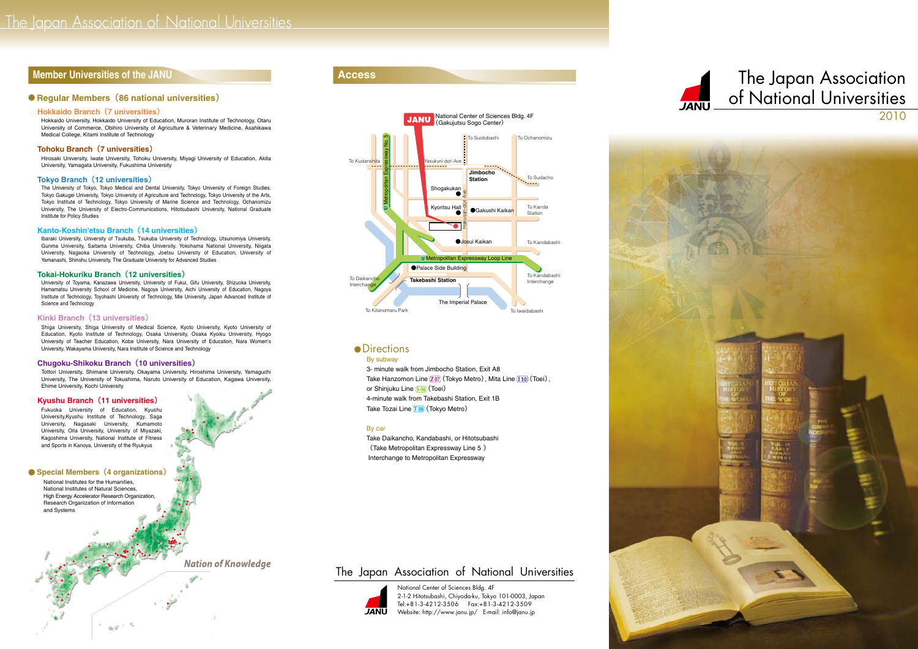# The Japan Association of National Universities

## Member Universities of the JANU

### Regular Members（86 national universities）

**Hokkaido Branch（7 universities）**

Hokkaido University, Hokkaido University of Education, Muroran Institute of Technology, Otaru University of Commerce, Obihiro University of Agriculture & Veterinary Medicine, Asahikawa Medical College, Kitami Institute of Technology

**Tohoku Branch（7 universities）**

Hirosaki University, Iwate University, Tohoku University, Miyagi University of Education, Akita University, Yamagata University, Fukushima University

**Tokyo Branch（12 universities）**

The University of Tokyo, Tokyo Medical and Dental University, Tokyo University of Foreign Studies, Tokyo Gakugei University, Tokyo University of Agriculture and Technology, Tokyo University of the Arts, Tokyo Institute of Technology, Tokyo University of Marine Science and Technology, Ochanomizu University, The University of Electro-Communications, Hitotsubashi University, National Graduate Institute for Policy Studies

**Kanto-Koshin'etsu Branch（14 universities）**

Ibaraki University, University of Tsukuba, Tsukuba University of Technology, Utsunomiya University, Gunma University, Saitama University, Chiba University, Yokohama National University, Niigata University, Nagaoka University of Technology, Joetsu University of Education, University of Yamanashi, Shinshu University, The Graduate University for Advanced Studies

**Tokai-Hokuriku Branch（12 universities）**

University of Toyama, Kanazawa University, University of Fukui, Gifu University, Shizuoka University, Hamamatsu University School of Medicine, Nagoya University, Aichi University of Education, Nagoya Institute of Technology, Toyohashi University of Technology, Mie University, Japan Advanced Institute of Science and Technology

**Kinki Branch（13 universities）**

Shiga University, Shiga University of Medical Science, Kyoto University, Kyoto University of Education, Kyoto Institute of Technology, Osaka University, Osaka Kyoiku University, Hyogo University of Teacher Education, Kobe University, Nara University of Education, Nara Women's University, Wakayama University, Nara Institute of Science and Technology

**Chugoku-Shikoku Branch（10 universities）**

Tottori University, Shimane University, Okayama University, Hiroshima University, Yamaguchi University, The University of Tokushima, Naruto University of Education, Kagawa University, Ehime University, Kochi University

**Kyushu Branch（11 universities）**

Fukuoka University of Education, Kyushu University,Kyushu Institute of Technology, Saga University, Nagasaki University, Kumamoto University, Oita University, University of Miyazaki, Kagoshima University, National Institute of Fitness and Sports in Kanoya, University of the Ryukyus

### Special Members（4 organizations）

National Institutes for the Humanities,
National Institutes of Natural Sciences,
High Energy Accelerator Research Organization,
Research Organization of Information and Systems

*Nation of Knowledge*

## Access

JANU: National Center of Sciences Bldg. 4F (Gakujutsu Sogo Center)

### Directions

**By subway**

3- minute walk from Jimbocho Station, Exit A8
Take Hanzomon Line Z07 (Tokyo Metro), Mita Line I10 (Toei), or Shinjuku Line S06 (Toei)
4-minute walk from Takebashi Station, Exit 1B
Take Tozai Line T08 (Tokyo Metro)

**By car**

Take Daikancho, Kandabashi, or Hitotsubashi (Take Metropolitan Expressway Line 5 ) Interchange to Metropolitan Expressway

## The Japan Association of National Universities

National Center of Sciences Bldg. 4F
2-1-2 Hitotsubashi, Chiyoda-ku, Tokyo 101-0003, Japan
Tel:+81-3-4212-3506 Fax:+81-3-4212-3509
Website: http://www.janu.jp/ E-mail: info@janu.jp

# The Japan Association of National Universities

2010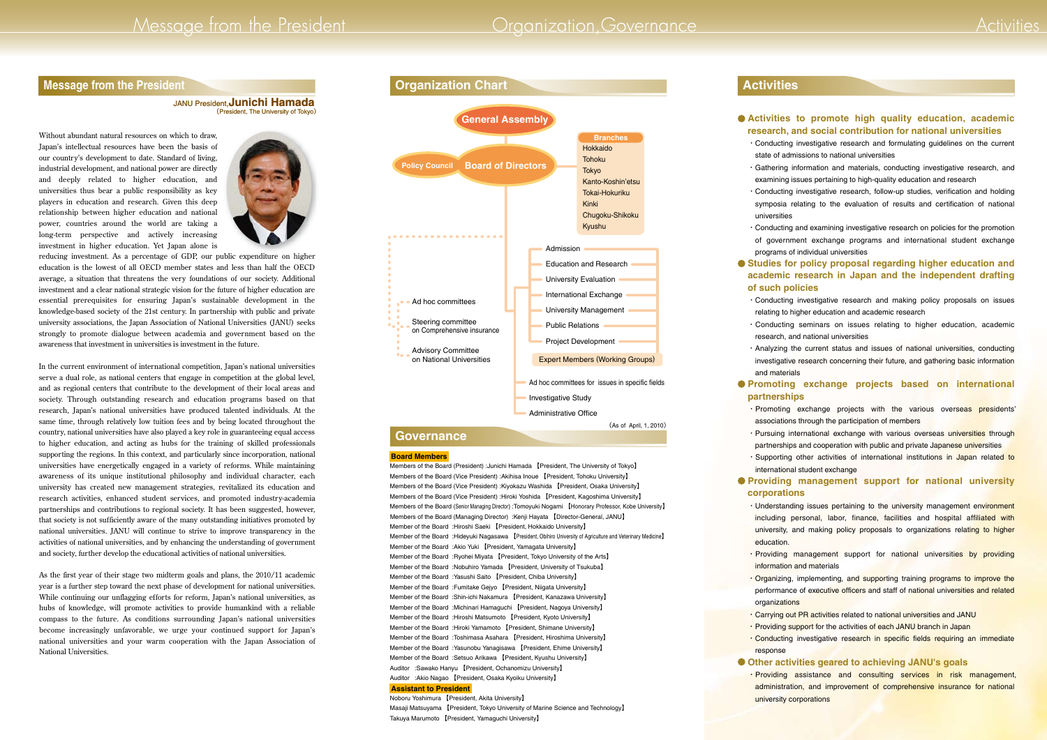## Message from the President

JANU President, **Junichi Hamada**
(President, The University of Tokyo)

Without abundant natural resources on which to draw, Japan's intellectual resources have been the basis of our country's development to date. Standard of living, industrial development, and national power are directly and deeply related to higher education, and universities thus bear a public responsibility as key players in education and research. Given this deep relationship between higher education and national power, countries around the world are taking a long-term perspective and actively increasing investment in higher education. Yet Japan alone is reducing investment. As a percentage of GDP, our public expenditure on higher education is the lowest of all OECD member states and less than half the OECD average, a situation that threatens the very foundations of our society. Additional investment and a clear national strategic vision for the future of higher education are essential prerequisites for ensuring Japan's sustainable development in the knowledge-based society of the 21st century. In partnership with public and private university associations, the Japan Association of National Universities (JANU) seeks strongly to promote dialogue between academia and government based on the awareness that investment in universities is investment in the future.

In the current environment of international competition, Japan's national universities serve a dual role, as national centers that engage in competition at the global level, and as regional centers that contribute to the development of their local areas and society. Through outstanding research and education programs based on that research, Japan's national universities have produced talented individuals. At the same time, through relatively low tuition fees and by being located throughout the country, national universities have also played a key role in guaranteeing equal access to higher education, and acting as hubs for the training of skilled professionals supporting the regions. In this context, and particularly since incorporation, national universities have energetically engaged in a variety of reforms. While maintaining awareness of its unique institutional philosophy and individual character, each university has created new management strategies, revitalized its education and research activities, enhanced student services, and promoted industry-academia partnerships and contributions to regional society. It has been suggested, however, that society is not sufficiently aware of the many outstanding initiatives promoted by national universities. JANU will continue to strive to improve transparency in the activities of national universities, and by enhancing the understanding of government and society, further develop the educational activities of national universities.

As the first year of their stage two midterm goals and plans, the 2010/11 academic year is a further step toward the next phase of development for national universities. While continuing our unflagging efforts for reform, Japan's national universities, as hubs of knowledge, will promote activities to provide humankind with a reliable compass to the future. As conditions surrounding Japan's national universities become increasingly unfavorable, we urge your continued support for Japan's national universities and your warm cooperation with the Japan Association of National Universities.

## Organization Chart

General Assembly

Policy Council

Board of Directors

Branches
Hokkaido
Tohoku
Tokyo
Kanto-Koshin'etsu
Tokai-Hokuriku
Kinki
Chugoku-Shikoku
Kyushu

Ad hoc committees
Steering committee on Comprehensive insurance
Advisory Committee on National Universities

Admission
Education and Research
University Evaluation
International Exchange
University Management
Public Relations
Project Development
Expert Members (Working Groups)

Ad hoc committees for issues in specific fields
Investigative Study
Administrative Office

(As of April, 1, 2010)

## Governance

**Board Members**

Members of the Board (President) :Junichi Hamada 【President, The University of Tokyo】
Members of the Board (Vice President) :Akihisa Inoue 【President, Tohoku University】
Members of the Board (Vice President) :Kiyokazu Washida 【President, Osaka University】
Members of the Board (Vice President) :Hiroki Yoshida 【President, Kagoshima University】
Members of the Board (Senior Managing Director) :Tomoyuki Nogami 【Honorary Professor, Kobe University】
Members of the Board (Managing Director) :Kenji Hayata 【Director-General, JANU】
Member of the Board :Hiroshi Saeki 【President, Hokkaido University】
Member of the Board :Hideyuki Nagasawa 【President, Obihiro University of Agriculture and Veterinary Medicine】
Member of the Board :Akio Yuki 【President, Yamagata University】
Member of the Board :Ryohei Miyata 【President, Tokyo University of the Arts】
Member of the Board :Nobuhiro Yamada 【President, University of Tsukuba】
Member of the Board :Yasushi Saito 【President, Chiba University】
Member of the Board :Fumitake Gejyo 【President, Niigata University】
Member of the Board :Shin-ichi Nakamura 【President, Kanazawa University】
Member of the Board :Michinari Hamaguchi 【President, Nagoya University】
Member of the Board :Hiroshi Matsumoto 【President, Kyoto University】
Member of the Board :Hiroki Yamamoto 【President, Shimane University】
Member of the Board :Toshimasa Asahara 【President, Hiroshima University】
Member of the Board :Yasunobu Yanagisawa 【President, Ehime University】
Member of the Board :Setsuo Arikawa 【President, Kyushu University】
Auditor :Sawako Hanyu 【President, Ochanomizu University】
Auditor :Akio Nagao 【President, Osaka Kyoiku University】

**Assistant to President**

Noboru Yoshimura 【President, Akita University】
Masaji Matsuyama 【President, Tokyo University of Marine Science and Technology】
Takuya Marumoto 【President, Yamaguchi University】

## Activities

### ● Activities to promote high quality education, academic research, and social contribution for national universities

- Conducting investigative research and formulating guidelines on the current state of admissions to national universities
- Gathering information and materials, conducting investigative research, and examining issues pertaining to high-quality education and research
- Conducting investigative research, follow-up studies, verification and holding symposia relating to the evaluation of results and certification of national universities
- Conducting and examining investigative research on policies for the promotion of government exchange programs and international student exchange programs of individual universities

### ● Studies for policy proposal regarding higher education and academic research in Japan and the independent drafting of such policies

- Conducting investigative research and making policy proposals on issues relating to higher education and academic research
- Conducting seminars on issues relating to higher education, academic research, and national universities
- Analyzing the current status and issues of national universities, conducting investigative research concerning their future, and gathering basic information and materials

### ● Promoting exchange projects based on international partnerships

- Promoting exchange projects with the various overseas presidents' associations through the participation of members
- Pursuing international exchange with various overseas universities through partnerships and cooperation with public and private Japanese universities
- Supporting other activities of international institutions in Japan related to international student exchange

### ● Providing management support for national university corporations

- Understanding issues pertaining to the university management environment including personal, labor, finance, facilities and hospital affiliated with university, and making policy proposals to organizations relating to higher education.
- Providing management support for national universities by providing information and materials
- Organizing, implementing, and supporting training programs to improve the performance of executive officers and staff of national universities and related organizations
- Carrying out PR activities related to national universities and JANU
- Providing support for the activities of each JANU branch in Japan
- Conducting investigative research in specific fields requiring an immediate response

### ● Other activities geared to achieving JANU's goals

- Providing assistance and consulting services in risk management, administration, and improvement of comprehensive insurance for national university corporations